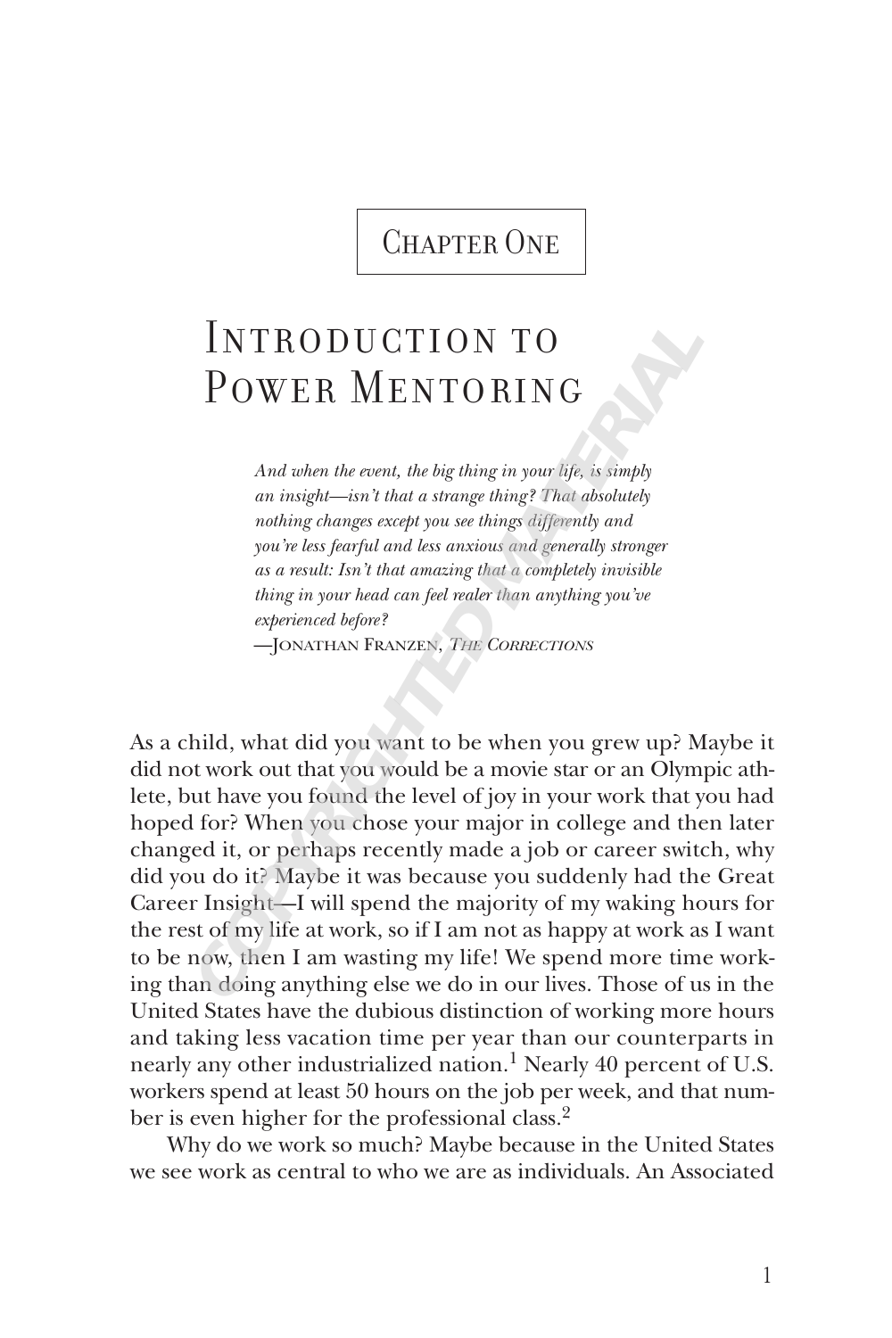# Chapter One

# Introduction to Power Mentoring

*And when the event, the big thing in your life, is simply an insight—isn't that a strange thing? That absolutely nothing changes except you see things differently and you're less fearful and less anxious and generally stronger as a result: Isn't that amazing that a completely invisible thing in your head can feel realer than anything you've experienced before?*

—Jonathan Franzen, *The Corrections*

As a child, what did you want to be when you grew up? Maybe it did not work out that you would be a movie star or an Olympic athlete, but have you found the level of joy in your work that you had hoped for? When you chose your major in college and then later changed it, or perhaps recently made a job or career switch, why did you do it? Maybe it was because you suddenly had the Great Career Insight—I will spend the majority of my waking hours for the rest of my life at work, so if I am not as happy at work as I want to be now, then I am wasting my life! We spend more time working than doing anything else we do in our lives. Those of us in the United States have the dubious distinction of working more hours and taking less vacation time per year than our counterparts in nearly any other industrialized nation.[1] Nearly 40 percent of U.S. workers spend at least 50 hours on the job per week, and that number is even higher for the professional class.[2]

Why do we work so much? Maybe because in the United States we see work as central to who we are as individuals. An Associated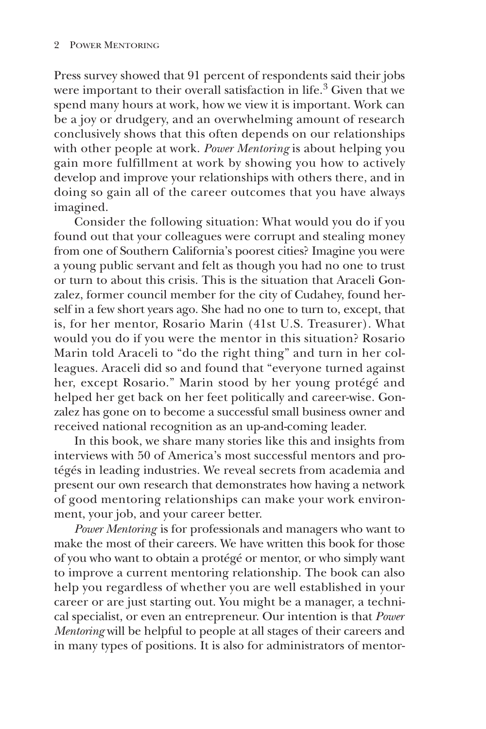Press survey showed that 91 percent of respondents said their jobs were important to their overall satisfaction in life.[3] Given that we spend many hours at work, how we view it is important. Work can be a joy or drudgery, and an overwhelming amount of research conclusively shows that this often depends on our relationships with other people at work. *Power Mentoring* is about helping you gain more fulfillment at work by showing you how to actively develop and improve your relationships with others there, and in doing so gain all of the career outcomes that you have always imagined.

Consider the following situation: What would you do if you found out that your colleagues were corrupt and stealing money from one of Southern California's poorest cities? Imagine you were a young public servant and felt as though you had no one to trust or turn to about this crisis. This is the situation that Araceli Gonzalez, former council member for the city of Cudahey, found herself in a few short years ago. She had no one to turn to, except, that is, for her mentor, Rosario Marin (41st U.S. Treasurer). What would you do if you were the mentor in this situation? Rosario Marin told Araceli to "do the right thing" and turn in her colleagues. Araceli did so and found that "everyone turned against her, except Rosario." Marin stood by her young protégé and helped her get back on her feet politically and career-wise. Gonzalez has gone on to become a successful small business owner and received national recognition as an up-and-coming leader.

In this book, we share many stories like this and insights from interviews with 50 of America's most successful mentors and protégés in leading industries. We reveal secrets from academia and present our own research that demonstrates how having a network of good mentoring relationships can make your work environment, your job, and your career better.

*Power Mentoring* is for professionals and managers who want to make the most of their careers. We have written this book for those of you who want to obtain a protégé or mentor, or who simply want to improve a current mentoring relationship. The book can also help you regardless of whether you are well established in your career or are just starting out. You might be a manager, a technical specialist, or even an entrepreneur. Our intention is that *Power Mentoring* will be helpful to people at all stages of their careers and in many types of positions. It is also for administrators of mentor-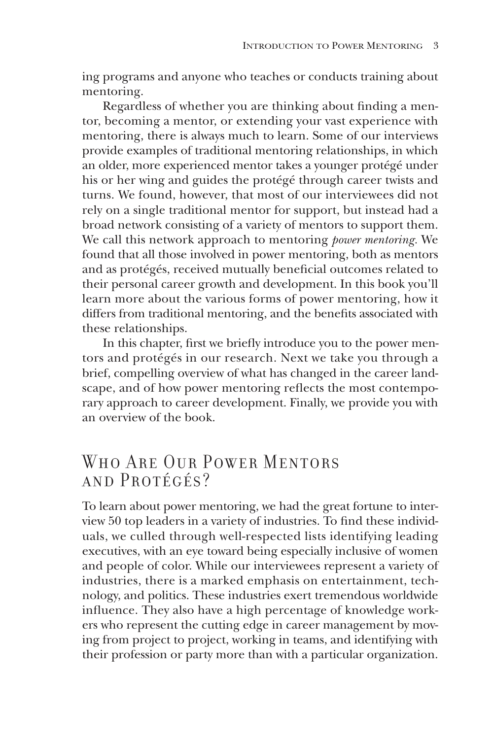ing programs and anyone who teaches or conducts training about mentoring.

Regardless of whether you are thinking about finding a mentor, becoming a mentor, or extending your vast experience with mentoring, there is always much to learn. Some of our interviews provide examples of traditional mentoring relationships, in which an older, more experienced mentor takes a younger protégé under his or her wing and guides the protégé through career twists and turns. We found, however, that most of our interviewees did not rely on a single traditional mentor for support, but instead had a broad network consisting of a variety of mentors to support them. We call this network approach to mentoring *power mentoring*. We found that all those involved in power mentoring, both as mentors and as protégés, received mutually beneficial outcomes related to their personal career growth and development. In this book you'll learn more about the various forms of power mentoring, how it differs from traditional mentoring, and the benefits associated with these relationships.

In this chapter, first we briefly introduce you to the power mentors and protégés in our research. Next we take you through a brief, compelling overview of what has changed in the career landscape, and of how power mentoring reflects the most contemporary approach to career development. Finally, we provide you with an overview of the book.

## Who Are Our Power Mentors and Protégés?

To learn about power mentoring, we had the great fortune to interview 50 top leaders in a variety of industries. To find these individuals, we culled through well-respected lists identifying leading executives, with an eye toward being especially inclusive of women and people of color. While our interviewees represent a variety of industries, there is a marked emphasis on entertainment, technology, and politics. These industries exert tremendous worldwide influence. They also have a high percentage of knowledge workers who represent the cutting edge in career management by moving from project to project, working in teams, and identifying with their profession or party more than with a particular organization.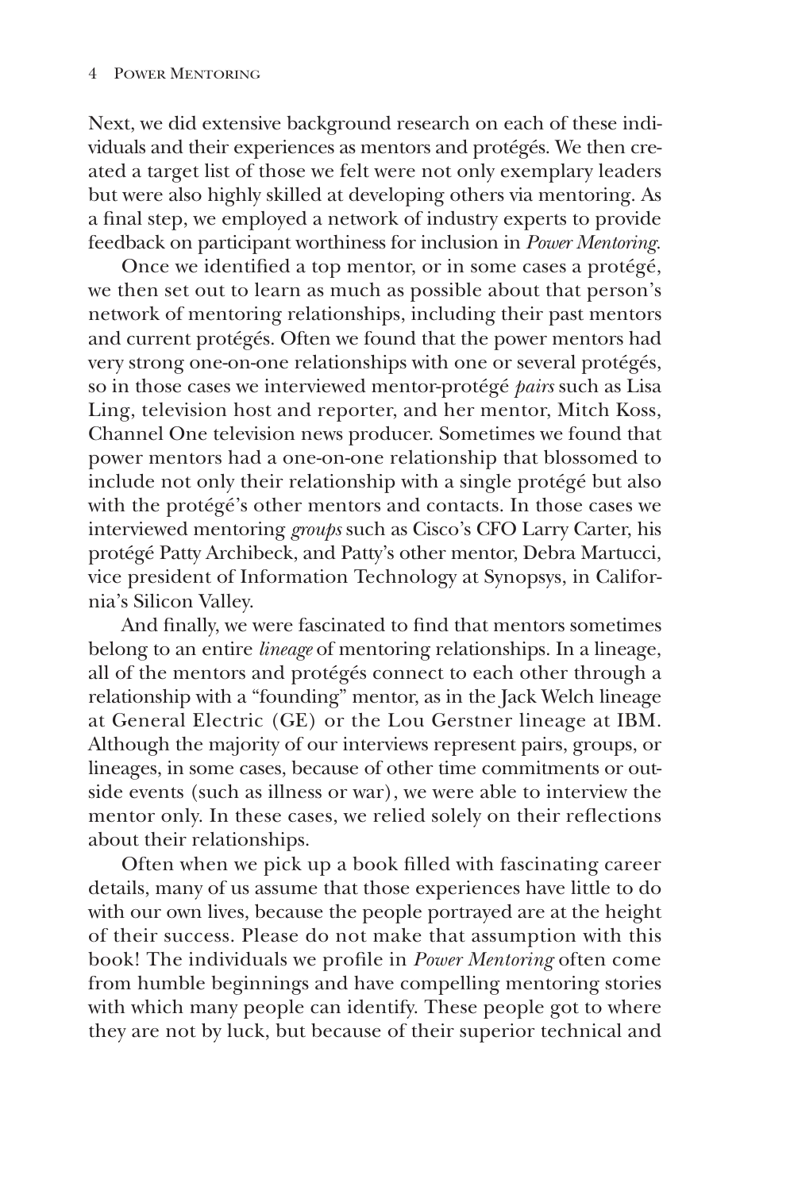Next, we did extensive background research on each of these individuals and their experiences as mentors and protégés. We then created a target list of those we felt were not only exemplary leaders but were also highly skilled at developing others via mentoring. As a final step, we employed a network of industry experts to provide feedback on participant worthiness for inclusion in *Power Mentoring*.

Once we identified a top mentor, or in some cases a protégé, we then set out to learn as much as possible about that person's network of mentoring relationships, including their past mentors and current protégés. Often we found that the power mentors had very strong one-on-one relationships with one or several protégés, so in those cases we interviewed mentor-protégé *pairs* such as Lisa Ling, television host and reporter, and her mentor, Mitch Koss, Channel One television news producer. Sometimes we found that power mentors had a one-on-one relationship that blossomed to include not only their relationship with a single protégé but also with the protégé's other mentors and contacts. In those cases we interviewed mentoring *groups* such as Cisco's CFO Larry Carter, his protégé Patty Archibeck, and Patty's other mentor, Debra Martucci, vice president of Information Technology at Synopsys, in California's Silicon Valley.

And finally, we were fascinated to find that mentors sometimes belong to an entire *lineage* of mentoring relationships. In a lineage, all of the mentors and protégés connect to each other through a relationship with a "founding" mentor, as in the Jack Welch lineage at General Electric (GE) or the Lou Gerstner lineage at IBM. Although the majority of our interviews represent pairs, groups, or lineages, in some cases, because of other time commitments or outside events (such as illness or war), we were able to interview the mentor only. In these cases, we relied solely on their reflections about their relationships.

Often when we pick up a book filled with fascinating career details, many of us assume that those experiences have little to do with our own lives, because the people portrayed are at the height of their success. Please do not make that assumption with this book! The individuals we profile in *Power Mentoring* often come from humble beginnings and have compelling mentoring stories with which many people can identify. These people got to where they are not by luck, but because of their superior technical and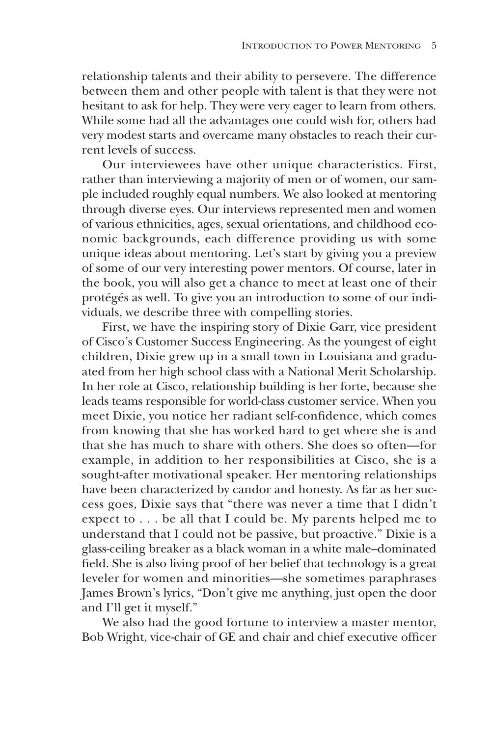relationship talents and their ability to persevere. The difference between them and other people with talent is that they were not hesitant to ask for help. They were very eager to learn from others. While some had all the advantages one could wish for, others had very modest starts and overcame many obstacles to reach their current levels of success.

Our interviewees have other unique characteristics. First, rather than interviewing a majority of men or of women, our sample included roughly equal numbers. We also looked at mentoring through diverse eyes. Our interviews represented men and women of various ethnicities, ages, sexual orientations, and childhood economic backgrounds, each difference providing us with some unique ideas about mentoring. Let's start by giving you a preview of some of our very interesting power mentors. Of course, later in the book, you will also get a chance to meet at least one of their protégés as well. To give you an introduction to some of our individuals, we describe three with compelling stories.

First, we have the inspiring story of Dixie Garr, vice president of Cisco's Customer Success Engineering. As the youngest of eight children, Dixie grew up in a small town in Louisiana and graduated from her high school class with a National Merit Scholarship. In her role at Cisco, relationship building is her forte, because she leads teams responsible for world-class customer service. When you meet Dixie, you notice her radiant self-confidence, which comes from knowing that she has worked hard to get where she is and that she has much to share with others. She does so often—for example, in addition to her responsibilities at Cisco, she is a sought-after motivational speaker. Her mentoring relationships have been characterized by candor and honesty. As far as her success goes, Dixie says that "there was never a time that I didn't expect to . . . be all that I could be. My parents helped me to understand that I could not be passive, but proactive." Dixie is a glass-ceiling breaker as a black woman in a white male–dominated field. She is also living proof of her belief that technology is a great leveler for women and minorities—she sometimes paraphrases James Brown's lyrics, "Don't give me anything, just open the door and I'll get it myself."

We also had the good fortune to interview a master mentor, Bob Wright, vice-chair of GE and chair and chief executive officer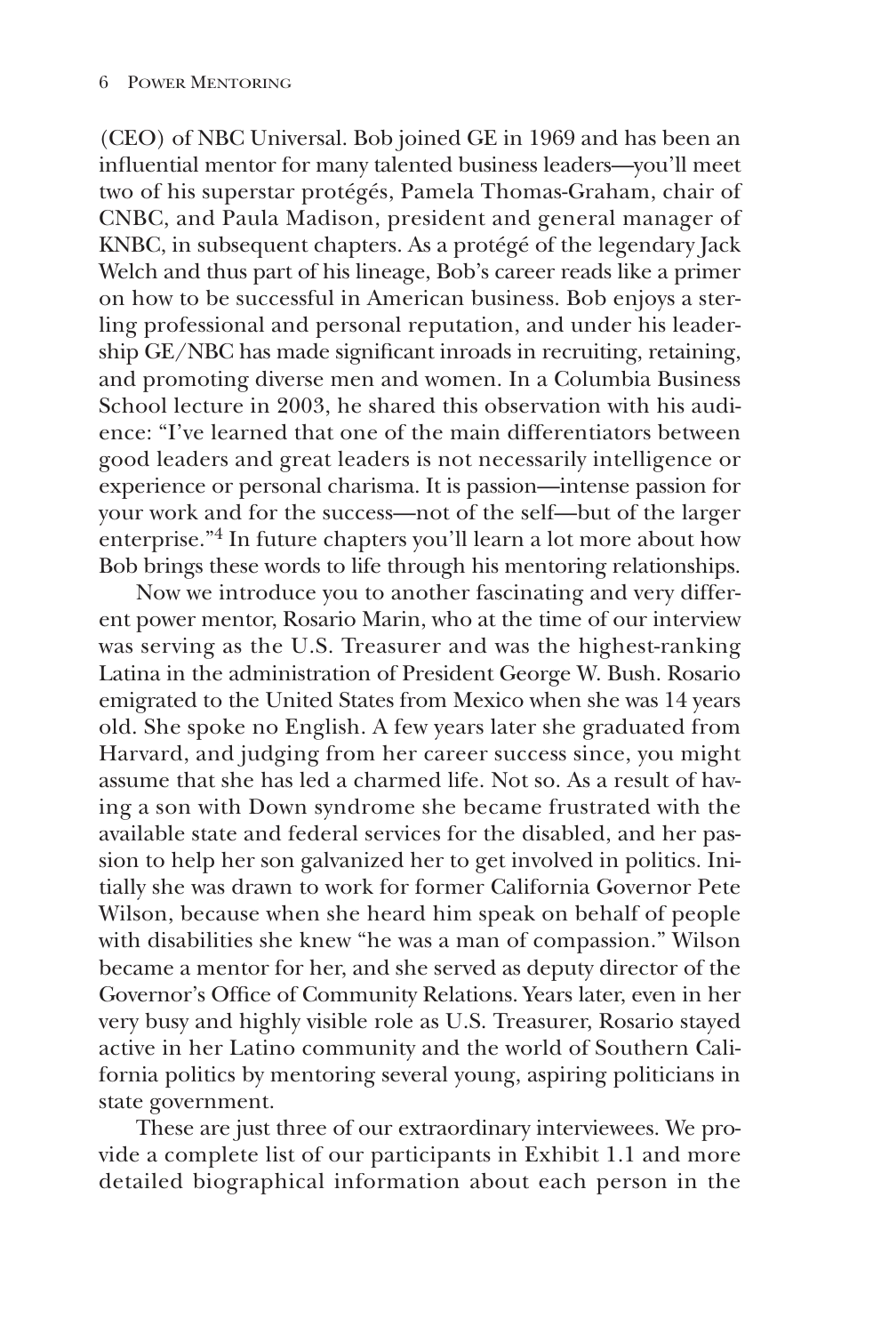(CEO) of NBC Universal. Bob joined GE in 1969 and has been an influential mentor for many talented business leaders—you'll meet two of his superstar protégés, Pamela Thomas-Graham, chair of CNBC, and Paula Madison, president and general manager of KNBC, in subsequent chapters. As a protégé of the legendary Jack Welch and thus part of his lineage, Bob's career reads like a primer on how to be successful in American business. Bob enjoys a sterling professional and personal reputation, and under his leadership GE/NBC has made significant inroads in recruiting, retaining, and promoting diverse men and women. In a Columbia Business School lecture in 2003, he shared this observation with his audience: "I've learned that one of the main differentiators between good leaders and great leaders is not necessarily intelligence or experience or personal charisma. It is passion—intense passion for your work and for the success—not of the self—but of the larger enterprise."[4] In future chapters you'll learn a lot more about how Bob brings these words to life through his mentoring relationships.

Now we introduce you to another fascinating and very different power mentor, Rosario Marin, who at the time of our interview was serving as the U.S. Treasurer and was the highest-ranking Latina in the administration of President George W. Bush. Rosario emigrated to the United States from Mexico when she was 14 years old. She spoke no English. A few years later she graduated from Harvard, and judging from her career success since, you might assume that she has led a charmed life. Not so. As a result of having a son with Down syndrome she became frustrated with the available state and federal services for the disabled, and her passion to help her son galvanized her to get involved in politics. Initially she was drawn to work for former California Governor Pete Wilson, because when she heard him speak on behalf of people with disabilities she knew "he was a man of compassion." Wilson became a mentor for her, and she served as deputy director of the Governor's Office of Community Relations. Years later, even in her very busy and highly visible role as U.S. Treasurer, Rosario stayed active in her Latino community and the world of Southern California politics by mentoring several young, aspiring politicians in state government.

These are just three of our extraordinary interviewees. We provide a complete list of our participants in Exhibit 1.1 and more detailed biographical information about each person in the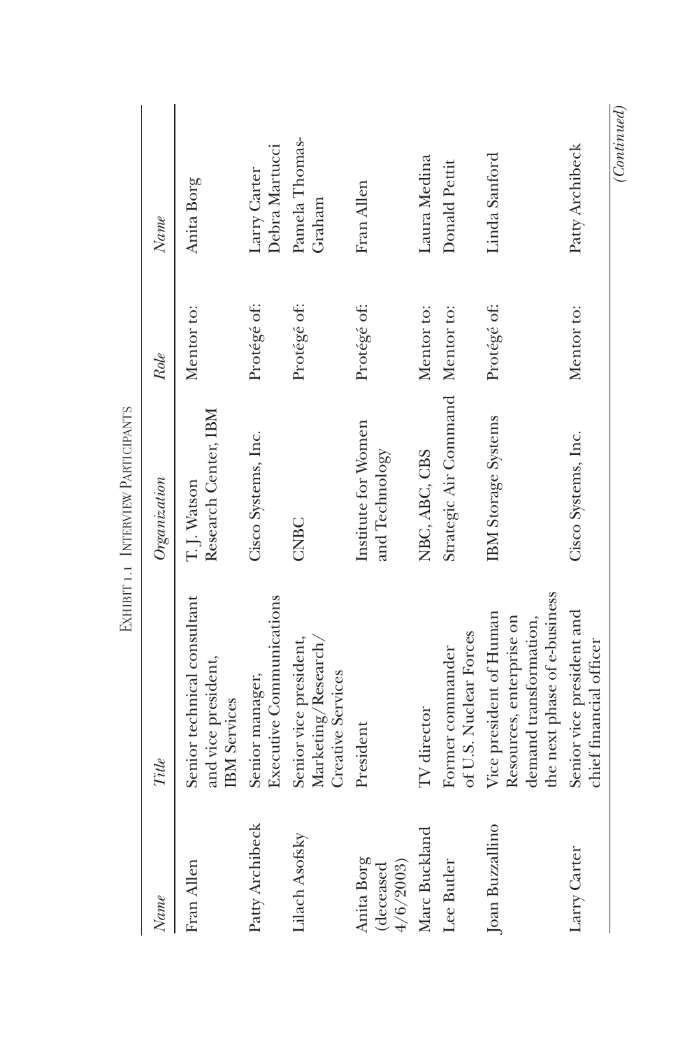Exhibit 1.1 Interview Participants

| *Name* | *Title* | *Organization* | *Role* | *Name* |
|---|---|---|---|---|
| Fran Allen | Senior technical consultant and vice president, IBM Services | T. J. Watson Research Center, IBM | Mentor to: | Anita Borg |
| Patty Archibeck | Senior manager, Executive Communications | Cisco Systems, Inc. | Protégé of: | Larry Carter<br>Debra Martucci |
| Lilach Asofsky | Senior vice president, Marketing/Research/Creative Services | CNBC | Protégé of: | Pamela Thomas-Graham |
| Anita Borg (deceased 4/6/2003) | President | Institute for Women and Technology | Protégé of: | Fran Allen |
| Marc Buckland | TV director | NBC, ABC, CBS | Mentor to: | Laura Medina |
| Lee Butler | Former commander of U.S. Nuclear Forces | Strategic Air Command | Mentor to: | Donald Pettit |
| Joan Buzzallino | Vice president of Human Resources, enterprise on demand transformation, the next phase of e-business | IBM Storage Systems | Protégé of: | Linda Sanford |
| Larry Carter | Senior vice president and chief financial officer | Cisco Systems, Inc. | Mentor to: | Patty Archibeck |

*(Continued)*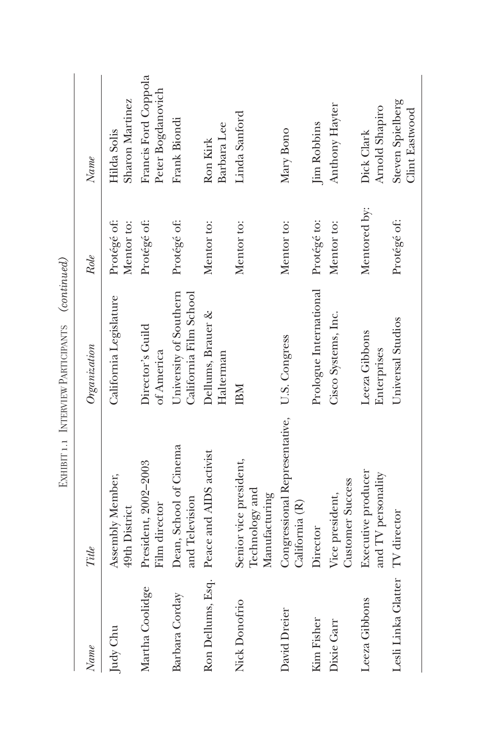Exhibit 1.1 Interview Participants *(continued)*

| *Name* | *Title* | *Organization* | *Role* | *Name* |
|---|---|---|---|---|
| Judy Chu | Assembly Member, 49th District | California Legislature | Protégé of: Mentor to: | Hilda Solis Sharon Martinez |
| Martha Coolidge | President, 2002–2003 Film director | Director's Guild of America | Protégé of: | Francis Ford Coppola Peter Bogdanovich |
| Barbara Corday | Dean, School of Cinema and Television | University of Southern California Film School | Protégé of: | Frank Biondi |
| Ron Dellums, Esq. | Peace and AIDS activist | Dellums, Brauer & Halterman | Mentor to: | Ron Kirk Barbara Lee |
| Nick Donofrio | Senior vice president, Technology and Manufacturing | IBM | Mentor to: | Linda Sanford |
| David Dreier | Congressional Representative, California (R) | U.S. Congress | Mentor to: | Mary Bono |
| Kim Fisher | Director | Prologue International | Protégé to: | Jim Robbins |
| Dixie Garr | Vice president, Customer Success | Cisco Systems, Inc. | Mentor to: | Anthony Hayter |
| Leeza Gibbons | Executive producer and TV personality | Leeza Gibbons Enterprises | Mentored by: | Dick Clark Arnold Shapiro |
| Lesli Linka Glatter | TV director | Universal Studios | Protégé of: | Steven Spielberg Clint Eastwood |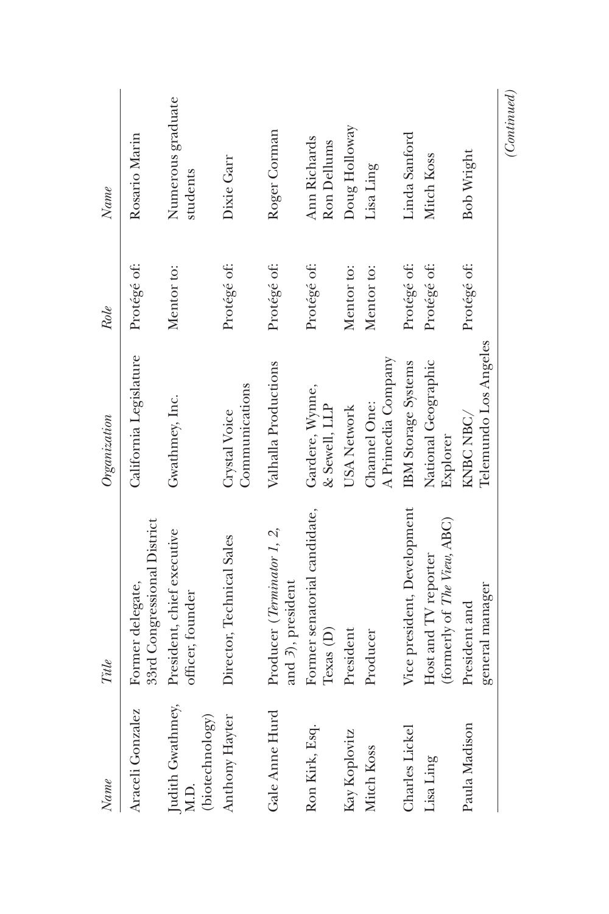| Name | Title | Organization | Role | Name |
| --- | --- | --- | --- | --- |
| Araceli Gonzalez | Former delegate, 33rd Congressional District | California Legislature | Protégé of: | Rosario Marin |
| Judith Gwathmey, M.D. (biotechnology) | President, chief executive officer, founder | Gwathmey, Inc. | Mentor to: | Numerous graduate students |
| Anthony Hayter | Director, Technical Sales | Crystal Voice Communications | Protégé of: | Dixie Garr |
| Gale Anne Hurd | Producer (*Terminator 1, 2,* and *3*), president | Valhalla Productions | Protégé of: | Roger Corman |
| Ron Kirk, Esq. | Former senatorial candidate, Texas (D) | Gardere, Wynne, & Sewell, LLP | Protégé of: | Ann Richards<br>Ron Dellums |
| Kay Koplovitz | President | USA Network | Mentor to: | Doug Holloway |
| Mitch Koss | Producer | Channel One: A Primedia Company | Mentor to: | Lisa Ling |
| Charles Lickel | Vice president, Development | IBM Storage Systems | Protégé of: | Linda Sanford |
| Lisa Ling | Host and TV reporter (formerly of *The View*, ABC) | National Geographic Explorer | Protégé of: | Mitch Koss |
| Paula Madison | President and general manager | KNBC NBC/ Telemundo Los Angeles | Protégé of: | Bob Wright |

*(Continued)*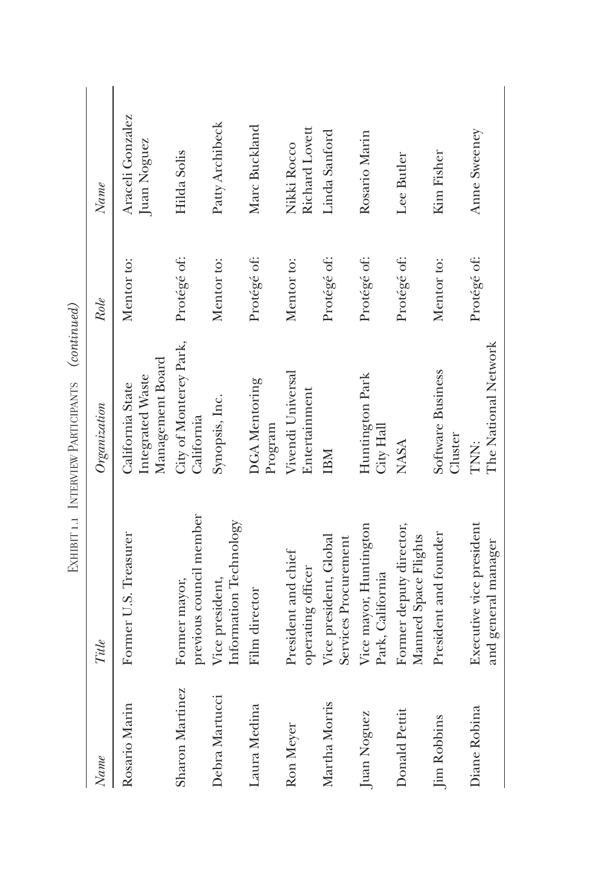Exhibit 1.1 Interview Participants (continued)

| Name | Title | Organization | Role | Name |
| --- | --- | --- | --- | --- |
| Rosario Marin | Former U.S. Treasurer | California State Integrated Waste Management Board | Mentor to: | Araceli Gonzalez<br>Juan Noguez |
| Sharon Martinez | Former mayor, previous council member | City of Monterey Park, California | Protégé of: | Hilda Solis |
| Debra Martucci | Vice president, Information Technology | Synopsis, Inc. | Mentor to: | Patty Archibeck |
| Laura Medina | Film director | DGA Mentoring Program | Protégé of: | Marc Buckland |
| Ron Meyer | President and chief operating officer | Vivendi Universal Entertainment | Mentor to: | Nikki Rocco<br>Richard Lovett |
| Martha Morris | Vice president, Global Services Procurement | IBM | Protégé of: | Linda Sanford |
| Juan Noguez | Vice mayor, Huntington Park, California | Huntington Park City Hall | Protégé of: | Rosario Marin |
| Donald Pettit | Former deputy director, Manned Space Flights | NASA | Protégé of: | Lee Butler |
| Jim Robbins | President and founder | Software Business Cluster | Mentor to: | Kim Fisher |
| Diane Robina | Executive vice president and general manager | TNN: The National Network | Protégé of: | Anne Sweeney |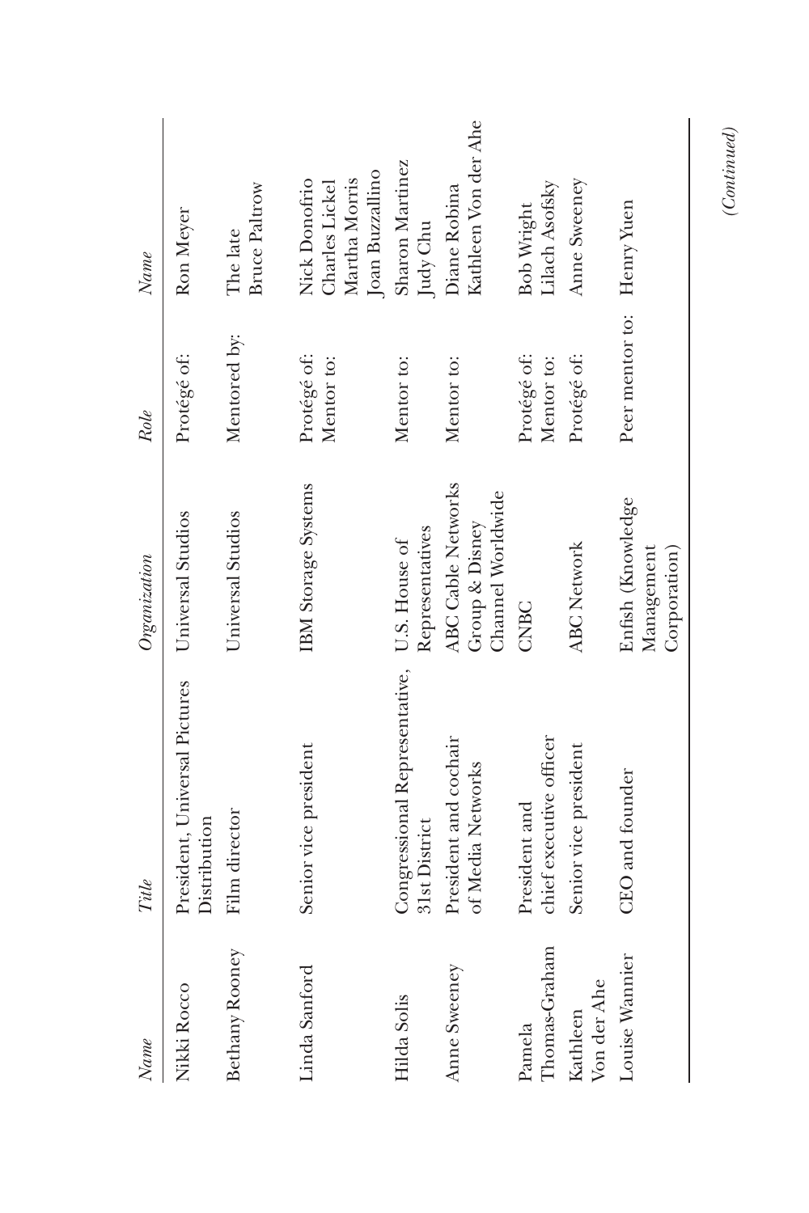| Name | Title | Organization | Role | Name |
|---|---|---|---|---|
| Nikki Rocco | President, Universal Pictures Distribution | Universal Studios | Protégé of: | Ron Meyer |
| Bethany Rooney | Film director | Universal Studios | Mentored by: | The late Bruce Paltrow |
| Linda Sanford | Senior vice president | IBM Storage Systems | Protégé of: | Nick Donofrio |
| | | | Mentor to: | Charles Lickel<br>Martha Morris<br>Joan Buzzallino |
| Hilda Solis | Congressional Representative, 31st District | U.S. House of Representatives | Mentor to: | Sharon Martinez<br>Judy Chu |
| Anne Sweeney | President and cochair of Media Networks | ABC Cable Networks Group & Disney Channel Worldwide | Mentor to: | Diane Robina<br>Kathleen Von der Ahe |
| Pamela Thomas-Graham | President and chief executive officer | CNBC | Protégé of: | Bob Wright |
| | | | Mentor to: | Lilach Asofsky |
| Kathleen Von der Ahe | Senior vice president | ABC Network | Protégé of: | Anne Sweeney |
| Louise Wannier | CEO and founder | Enfish (Knowledge Management Corporation) | Peer mentor to: | Henry Yuen |

*(Continued)*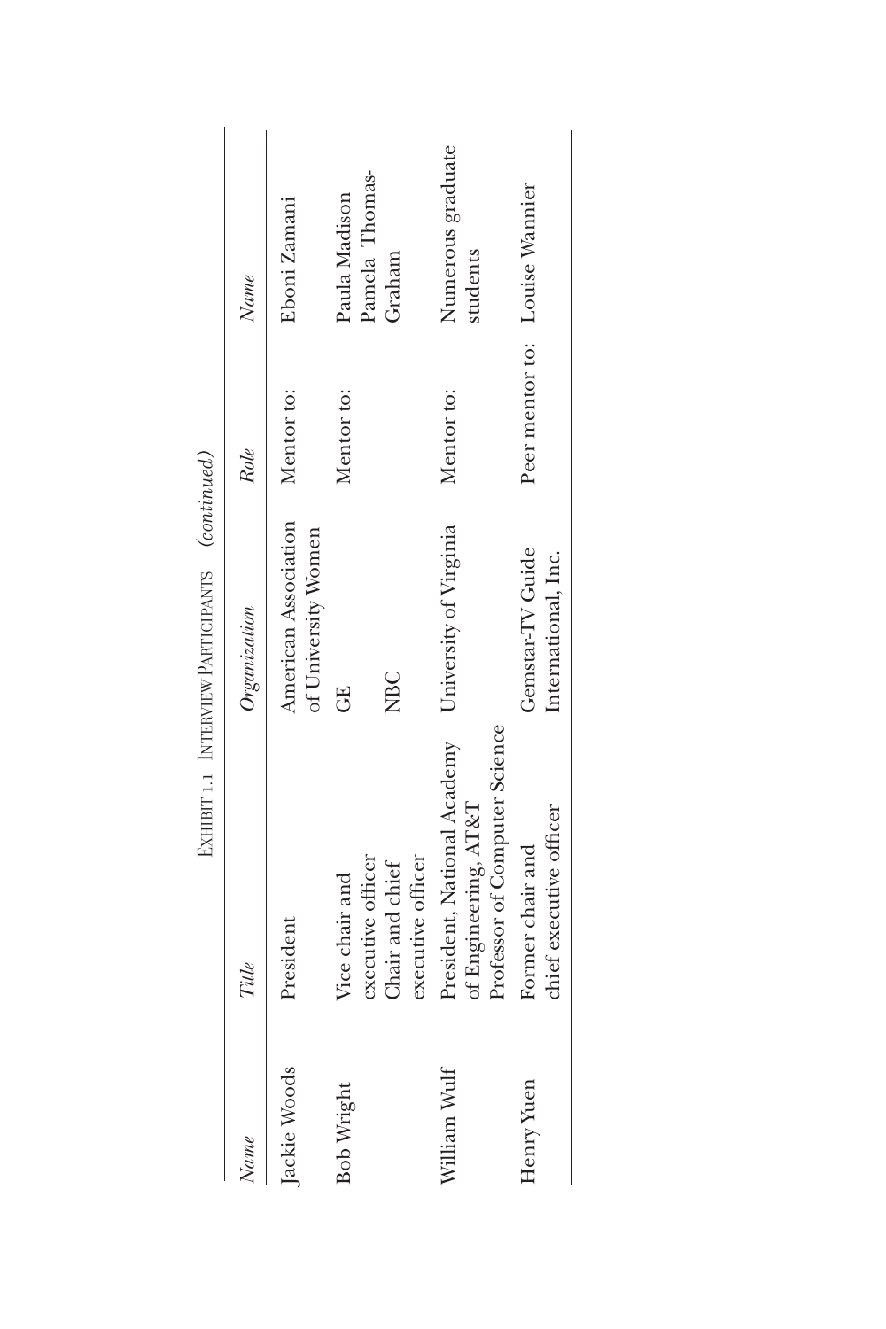Exhibit 1.1 Interview Participants *(continued)*

| *Name* | *Title* | *Organization* | *Role* | *Name* |
|---|---|---|---|---|
| Jackie Woods | President | American Association of University Women | Mentor to: | Eboni Zamani |
| Bob Wright | Vice chair and executive officer | GE | Mentor to: | Paula Madison |
| | Chair and chief executive officer | NBC | | Pamela Thomas-Graham |
| William Wulf | President, National Academy of Engineering, AT&T Professor of Computer Science | University of Virginia | Mentor to: | Numerous graduate students |
| Henry Yuen | Former chair and chief executive officer | Gemstar-TV Guide International, Inc. | Peer mentor to: | Louise Wannier |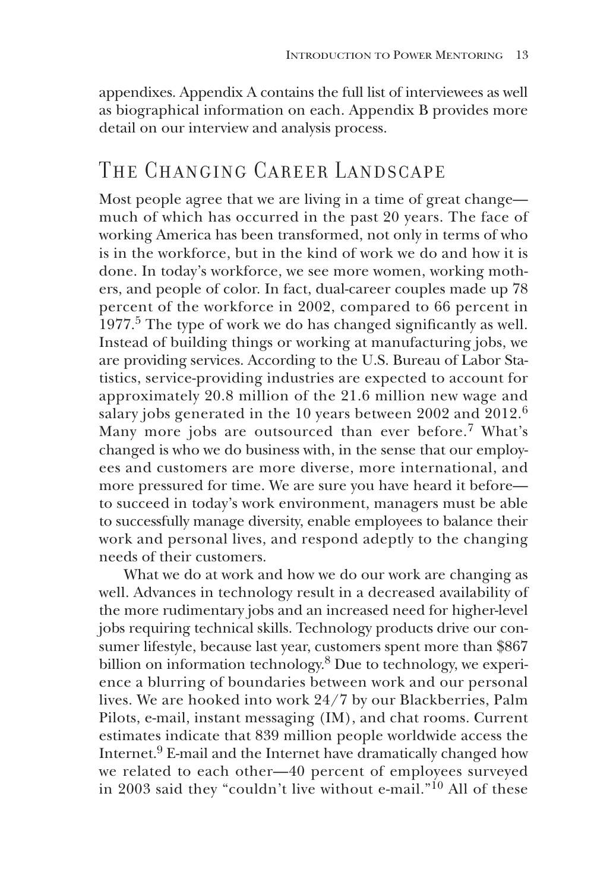appendixes. Appendix A contains the full list of interviewees as well as biographical information on each. Appendix B provides more detail on our interview and analysis process.

## The Changing Career Landscape

Most people agree that we are living in a time of great change—much of which has occurred in the past 20 years. The face of working America has been transformed, not only in terms of who is in the workforce, but in the kind of work we do and how it is done. In today's workforce, we see more women, working mothers, and people of color. In fact, dual-career couples made up 78 percent of the workforce in 2002, compared to 66 percent in 1977.[5] The type of work we do has changed significantly as well. Instead of building things or working at manufacturing jobs, we are providing services. According to the U.S. Bureau of Labor Statistics, service-providing industries are expected to account for approximately 20.8 million of the 21.6 million new wage and salary jobs generated in the 10 years between 2002 and 2012.[6] Many more jobs are outsourced than ever before.[7] What's changed is who we do business with, in the sense that our employees and customers are more diverse, more international, and more pressured for time. We are sure you have heard it before—to succeed in today's work environment, managers must be able to successfully manage diversity, enable employees to balance their work and personal lives, and respond adeptly to the changing needs of their customers.

What we do at work and how we do our work are changing as well. Advances in technology result in a decreased availability of the more rudimentary jobs and an increased need for higher-level jobs requiring technical skills. Technology products drive our consumer lifestyle, because last year, customers spent more than $867 billion on information technology.[8] Due to technology, we experience a blurring of boundaries between work and our personal lives. We are hooked into work 24/7 by our Blackberries, Palm Pilots, e-mail, instant messaging (IM), and chat rooms. Current estimates indicate that 839 million people worldwide access the Internet.[9] E-mail and the Internet have dramatically changed how we related to each other—40 percent of employees surveyed in 2003 said they "couldn't live without e-mail."[10] All of these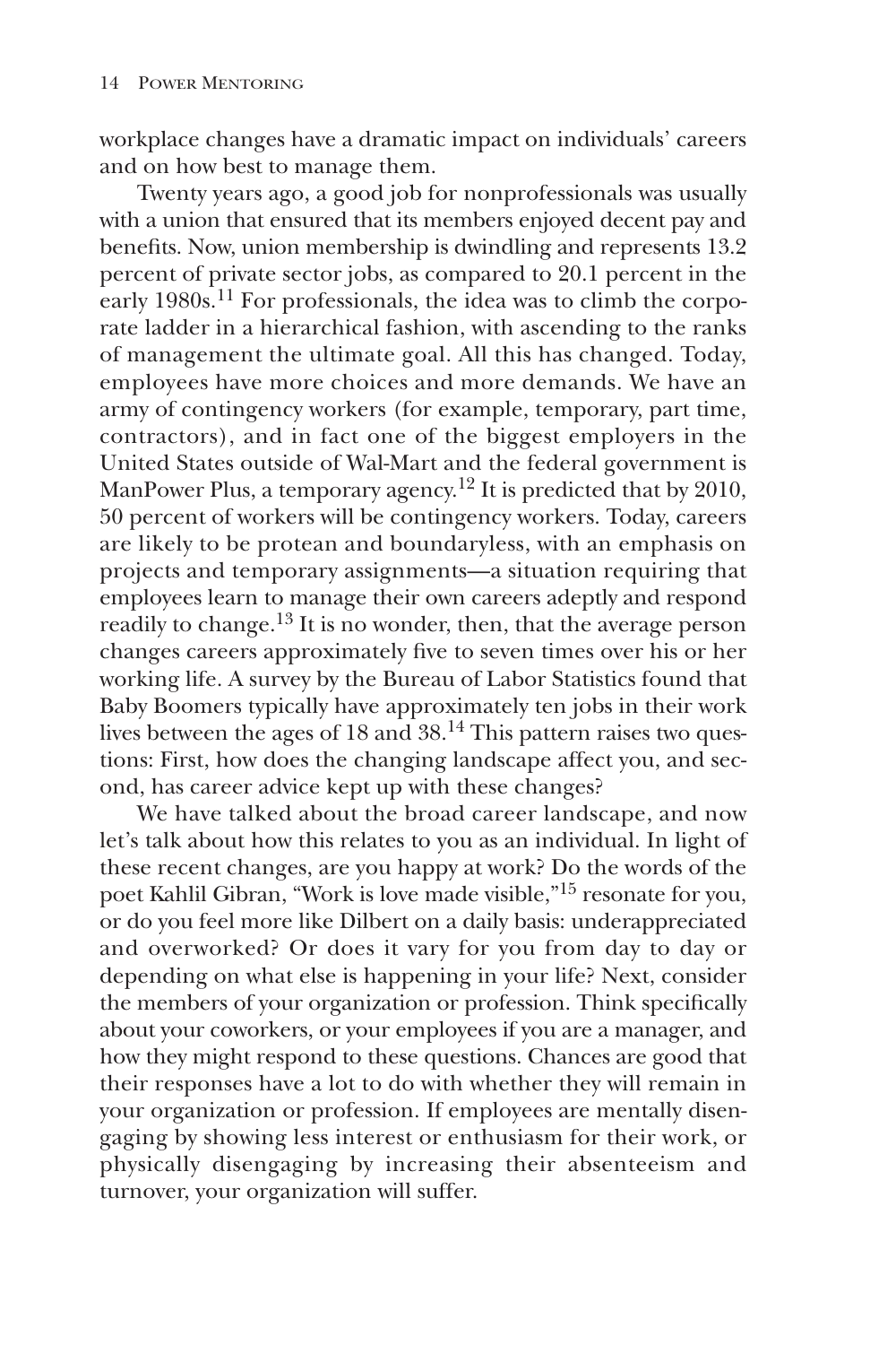workplace changes have a dramatic impact on individuals' careers and on how best to manage them.

Twenty years ago, a good job for nonprofessionals was usually with a union that ensured that its members enjoyed decent pay and benefits. Now, union membership is dwindling and represents 13.2 percent of private sector jobs, as compared to 20.1 percent in the early 1980s.[11] For professionals, the idea was to climb the corporate ladder in a hierarchical fashion, with ascending to the ranks of management the ultimate goal. All this has changed. Today, employees have more choices and more demands. We have an army of contingency workers (for example, temporary, part time, contractors), and in fact one of the biggest employers in the United States outside of Wal-Mart and the federal government is ManPower Plus, a temporary agency.[12] It is predicted that by 2010, 50 percent of workers will be contingency workers. Today, careers are likely to be protean and boundaryless, with an emphasis on projects and temporary assignments—a situation requiring that employees learn to manage their own careers adeptly and respond readily to change.[13] It is no wonder, then, that the average person changes careers approximately five to seven times over his or her working life. A survey by the Bureau of Labor Statistics found that Baby Boomers typically have approximately ten jobs in their work lives between the ages of 18 and 38.[14] This pattern raises two questions: First, how does the changing landscape affect you, and second, has career advice kept up with these changes?

We have talked about the broad career landscape, and now let's talk about how this relates to you as an individual. In light of these recent changes, are you happy at work? Do the words of the poet Kahlil Gibran, "Work is love made visible,"[15] resonate for you, or do you feel more like Dilbert on a daily basis: underappreciated and overworked? Or does it vary for you from day to day or depending on what else is happening in your life? Next, consider the members of your organization or profession. Think specifically about your coworkers, or your employees if you are a manager, and how they might respond to these questions. Chances are good that their responses have a lot to do with whether they will remain in your organization or profession. If employees are mentally disengaging by showing less interest or enthusiasm for their work, or physically disengaging by increasing their absenteeism and turnover, your organization will suffer.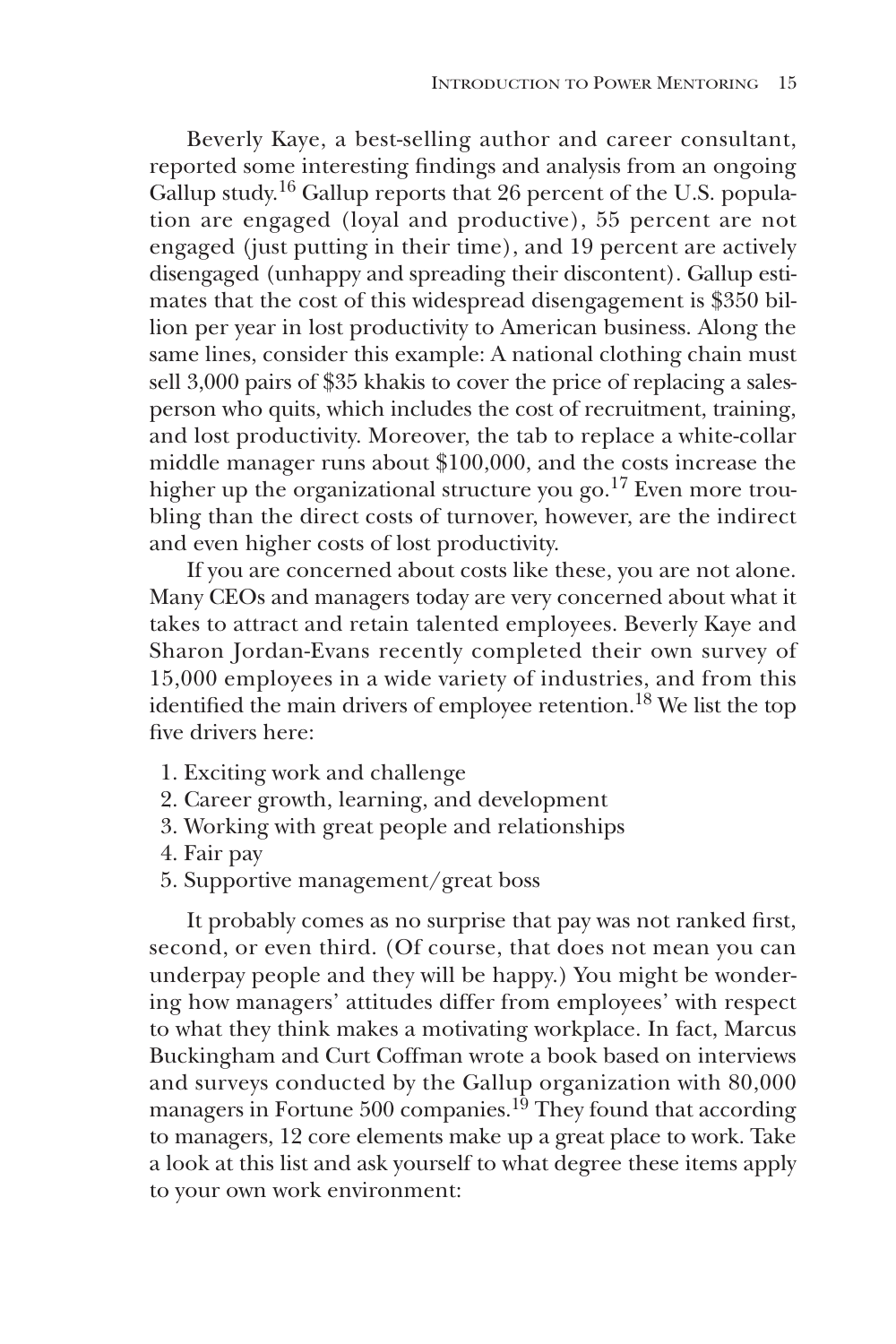Beverly Kaye, a best-selling author and career consultant, reported some interesting findings and analysis from an ongoing Gallup study.[16] Gallup reports that 26 percent of the U.S. population are engaged (loyal and productive), 55 percent are not engaged (just putting in their time), and 19 percent are actively disengaged (unhappy and spreading their discontent). Gallup estimates that the cost of this widespread disengagement is $350 billion per year in lost productivity to American business. Along the same lines, consider this example: A national clothing chain must sell 3,000 pairs of $35 khakis to cover the price of replacing a salesperson who quits, which includes the cost of recruitment, training, and lost productivity. Moreover, the tab to replace a white-collar middle manager runs about $100,000, and the costs increase the higher up the organizational structure you go.[17] Even more troubling than the direct costs of turnover, however, are the indirect and even higher costs of lost productivity.

If you are concerned about costs like these, you are not alone. Many CEOs and managers today are very concerned about what it takes to attract and retain talented employees. Beverly Kaye and Sharon Jordan-Evans recently completed their own survey of 15,000 employees in a wide variety of industries, and from this identified the main drivers of employee retention.[18] We list the top five drivers here:

1. Exciting work and challenge
2. Career growth, learning, and development
3. Working with great people and relationships
4. Fair pay
5. Supportive management/great boss

It probably comes as no surprise that pay was not ranked first, second, or even third. (Of course, that does not mean you can underpay people and they will be happy.) You might be wondering how managers' attitudes differ from employees' with respect to what they think makes a motivating workplace. In fact, Marcus Buckingham and Curt Coffman wrote a book based on interviews and surveys conducted by the Gallup organization with 80,000 managers in Fortune 500 companies.[19] They found that according to managers, 12 core elements make up a great place to work. Take a look at this list and ask yourself to what degree these items apply to your own work environment: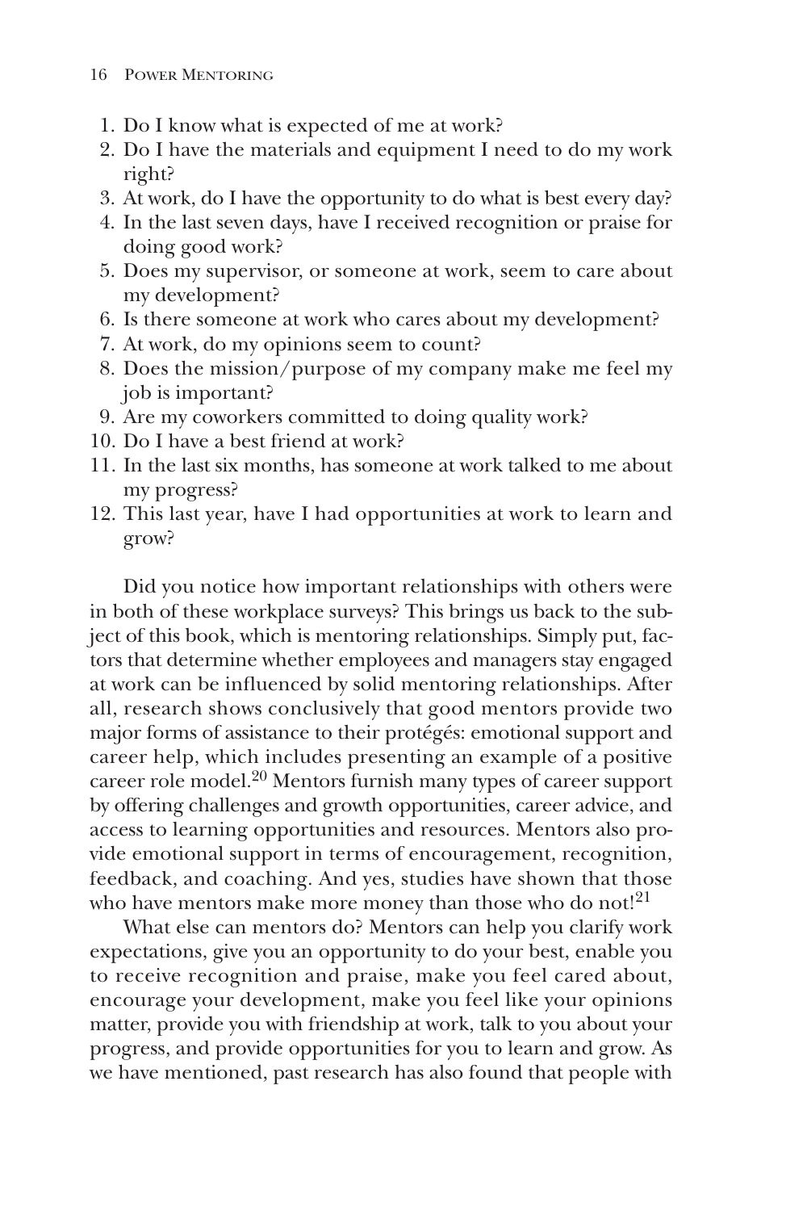1. Do I know what is expected of me at work?
2. Do I have the materials and equipment I need to do my work right?
3. At work, do I have the opportunity to do what is best every day?
4. In the last seven days, have I received recognition or praise for doing good work?
5. Does my supervisor, or someone at work, seem to care about my development?
6. Is there someone at work who cares about my development?
7. At work, do my opinions seem to count?
8. Does the mission/purpose of my company make me feel my job is important?
9. Are my coworkers committed to doing quality work?
10. Do I have a best friend at work?
11. In the last six months, has someone at work talked to me about my progress?
12. This last year, have I had opportunities at work to learn and grow?

Did you notice how important relationships with others were in both of these workplace surveys? This brings us back to the subject of this book, which is mentoring relationships. Simply put, factors that determine whether employees and managers stay engaged at work can be influenced by solid mentoring relationships. After all, research shows conclusively that good mentors provide two major forms of assistance to their protégés: emotional support and career help, which includes presenting an example of a positive career role model.[20] Mentors furnish many types of career support by offering challenges and growth opportunities, career advice, and access to learning opportunities and resources. Mentors also provide emotional support in terms of encouragement, recognition, feedback, and coaching. And yes, studies have shown that those who have mentors make more money than those who do not![21]

What else can mentors do? Mentors can help you clarify work expectations, give you an opportunity to do your best, enable you to receive recognition and praise, make you feel cared about, encourage your development, make you feel like your opinions matter, provide you with friendship at work, talk to you about your progress, and provide opportunities for you to learn and grow. As we have mentioned, past research has also found that people with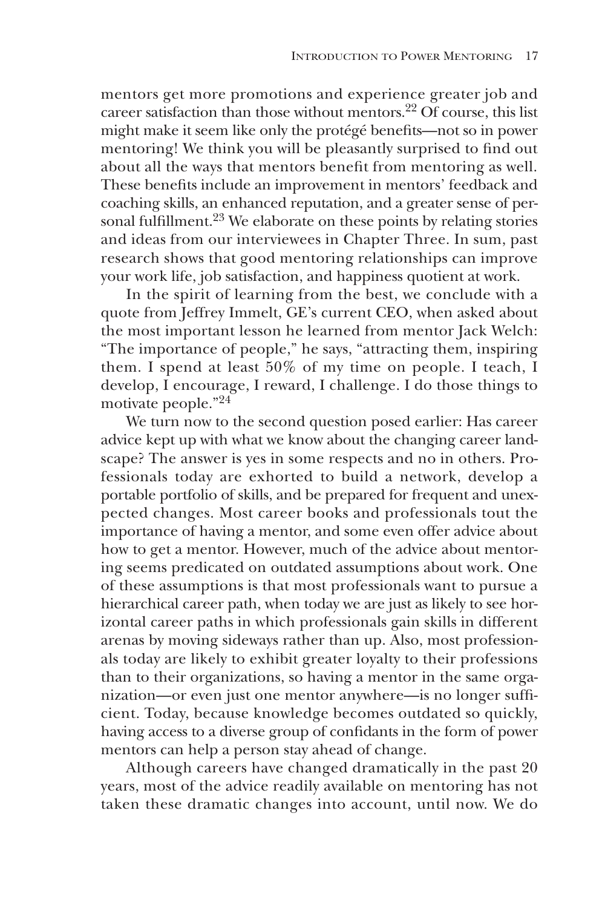mentors get more promotions and experience greater job and career satisfaction than those without mentors.[22] Of course, this list might make it seem like only the protégé benefits—not so in power mentoring! We think you will be pleasantly surprised to find out about all the ways that mentors benefit from mentoring as well. These benefits include an improvement in mentors' feedback and coaching skills, an enhanced reputation, and a greater sense of personal fulfillment.[23] We elaborate on these points by relating stories and ideas from our interviewees in Chapter Three. In sum, past research shows that good mentoring relationships can improve your work life, job satisfaction, and happiness quotient at work.

In the spirit of learning from the best, we conclude with a quote from Jeffrey Immelt, GE's current CEO, when asked about the most important lesson he learned from mentor Jack Welch: "The importance of people," he says, "attracting them, inspiring them. I spend at least 50% of my time on people. I teach, I develop, I encourage, I reward, I challenge. I do those things to motivate people."[24]

We turn now to the second question posed earlier: Has career advice kept up with what we know about the changing career landscape? The answer is yes in some respects and no in others. Professionals today are exhorted to build a network, develop a portable portfolio of skills, and be prepared for frequent and unexpected changes. Most career books and professionals tout the importance of having a mentor, and some even offer advice about how to get a mentor. However, much of the advice about mentoring seems predicated on outdated assumptions about work. One of these assumptions is that most professionals want to pursue a hierarchical career path, when today we are just as likely to see horizontal career paths in which professionals gain skills in different arenas by moving sideways rather than up. Also, most professionals today are likely to exhibit greater loyalty to their professions than to their organizations, so having a mentor in the same organization—or even just one mentor anywhere—is no longer sufficient. Today, because knowledge becomes outdated so quickly, having access to a diverse group of confidants in the form of power mentors can help a person stay ahead of change.

Although careers have changed dramatically in the past 20 years, most of the advice readily available on mentoring has not taken these dramatic changes into account, until now. We do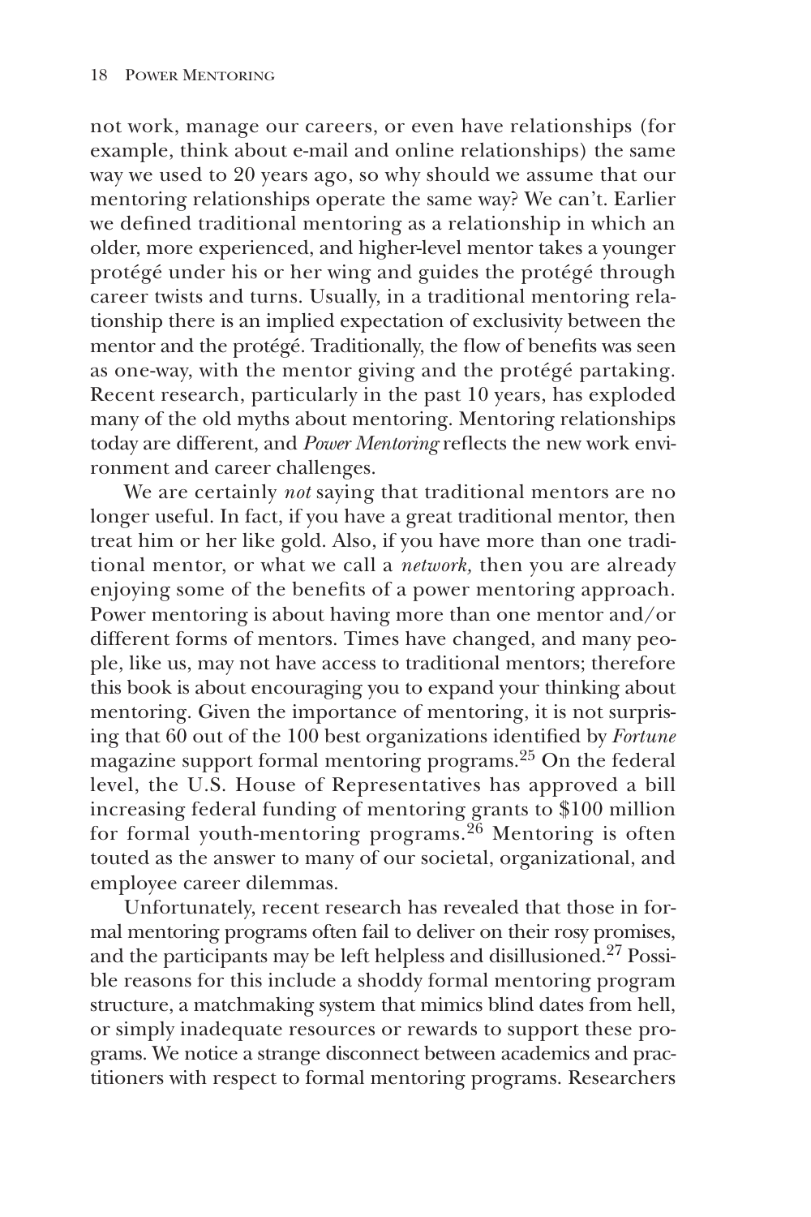not work, manage our careers, or even have relationships (for example, think about e-mail and online relationships) the same way we used to 20 years ago, so why should we assume that our mentoring relationships operate the same way? We can't. Earlier we defined traditional mentoring as a relationship in which an older, more experienced, and higher-level mentor takes a younger protégé under his or her wing and guides the protégé through career twists and turns. Usually, in a traditional mentoring relationship there is an implied expectation of exclusivity between the mentor and the protégé. Traditionally, the flow of benefits was seen as one-way, with the mentor giving and the protégé partaking. Recent research, particularly in the past 10 years, has exploded many of the old myths about mentoring. Mentoring relationships today are different, and *Power Mentoring* reflects the new work environment and career challenges.

We are certainly *not* saying that traditional mentors are no longer useful. In fact, if you have a great traditional mentor, then treat him or her like gold. Also, if you have more than one traditional mentor, or what we call a *network,* then you are already enjoying some of the benefits of a power mentoring approach. Power mentoring is about having more than one mentor and/or different forms of mentors. Times have changed, and many people, like us, may not have access to traditional mentors; therefore this book is about encouraging you to expand your thinking about mentoring. Given the importance of mentoring, it is not surprising that 60 out of the 100 best organizations identified by *Fortune* magazine support formal mentoring programs.[25] On the federal level, the U.S. House of Representatives has approved a bill increasing federal funding of mentoring grants to $100 million for formal youth-mentoring programs.[26] Mentoring is often touted as the answer to many of our societal, organizational, and employee career dilemmas.

Unfortunately, recent research has revealed that those in formal mentoring programs often fail to deliver on their rosy promises, and the participants may be left helpless and disillusioned.[27] Possible reasons for this include a shoddy formal mentoring program structure, a matchmaking system that mimics blind dates from hell, or simply inadequate resources or rewards to support these programs. We notice a strange disconnect between academics and practitioners with respect to formal mentoring programs. Researchers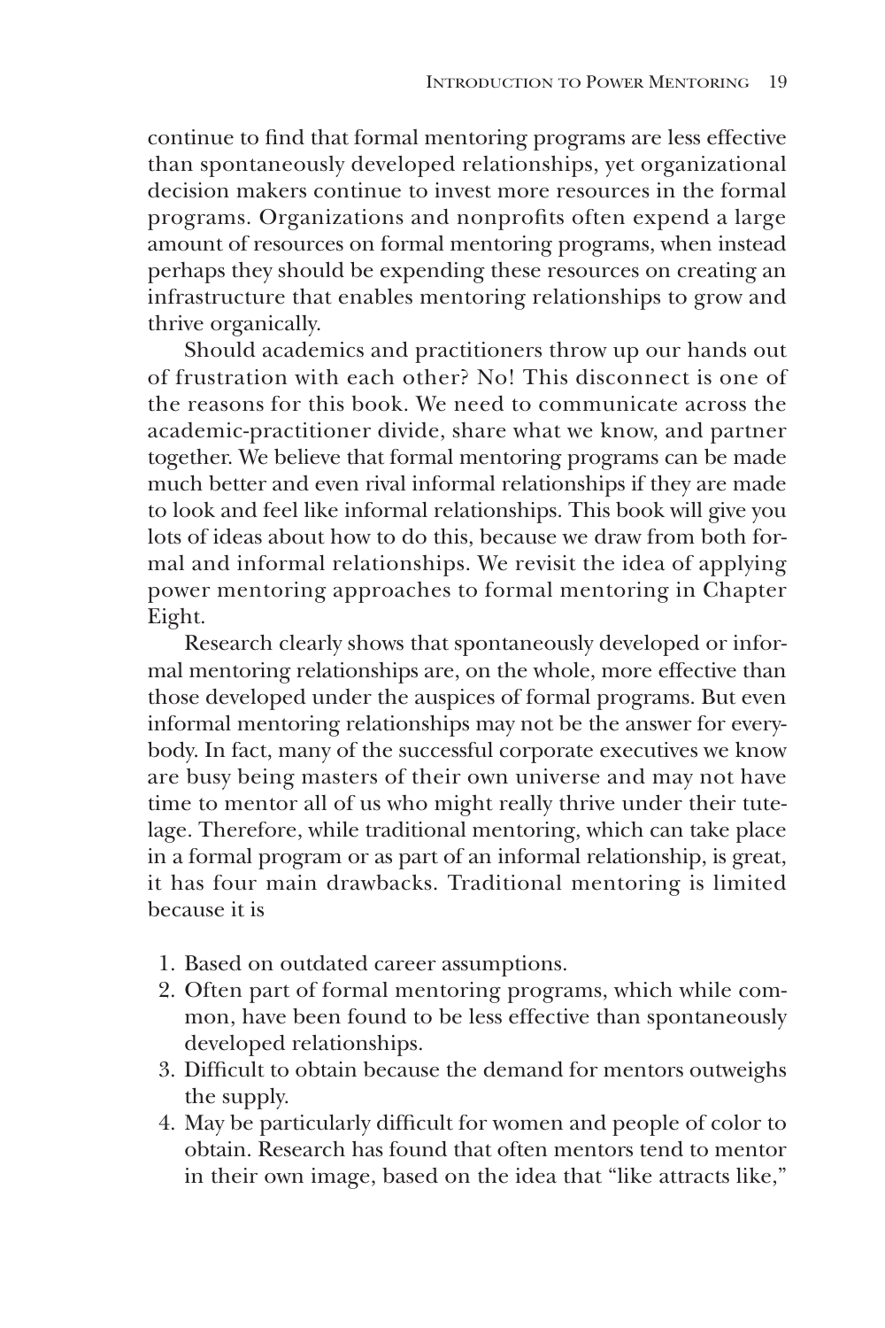continue to find that formal mentoring programs are less effective than spontaneously developed relationships, yet organizational decision makers continue to invest more resources in the formal programs. Organizations and nonprofits often expend a large amount of resources on formal mentoring programs, when instead perhaps they should be expending these resources on creating an infrastructure that enables mentoring relationships to grow and thrive organically.

Should academics and practitioners throw up our hands out of frustration with each other? No! This disconnect is one of the reasons for this book. We need to communicate across the academic-practitioner divide, share what we know, and partner together. We believe that formal mentoring programs can be made much better and even rival informal relationships if they are made to look and feel like informal relationships. This book will give you lots of ideas about how to do this, because we draw from both formal and informal relationships. We revisit the idea of applying power mentoring approaches to formal mentoring in Chapter Eight.

Research clearly shows that spontaneously developed or informal mentoring relationships are, on the whole, more effective than those developed under the auspices of formal programs. But even informal mentoring relationships may not be the answer for everybody. In fact, many of the successful corporate executives we know are busy being masters of their own universe and may not have time to mentor all of us who might really thrive under their tutelage. Therefore, while traditional mentoring, which can take place in a formal program or as part of an informal relationship, is great, it has four main drawbacks. Traditional mentoring is limited because it is

1. Based on outdated career assumptions.
2. Often part of formal mentoring programs, which while common, have been found to be less effective than spontaneously developed relationships.
3. Difficult to obtain because the demand for mentors outweighs the supply.
4. May be particularly difficult for women and people of color to obtain. Research has found that often mentors tend to mentor in their own image, based on the idea that "like attracts like,"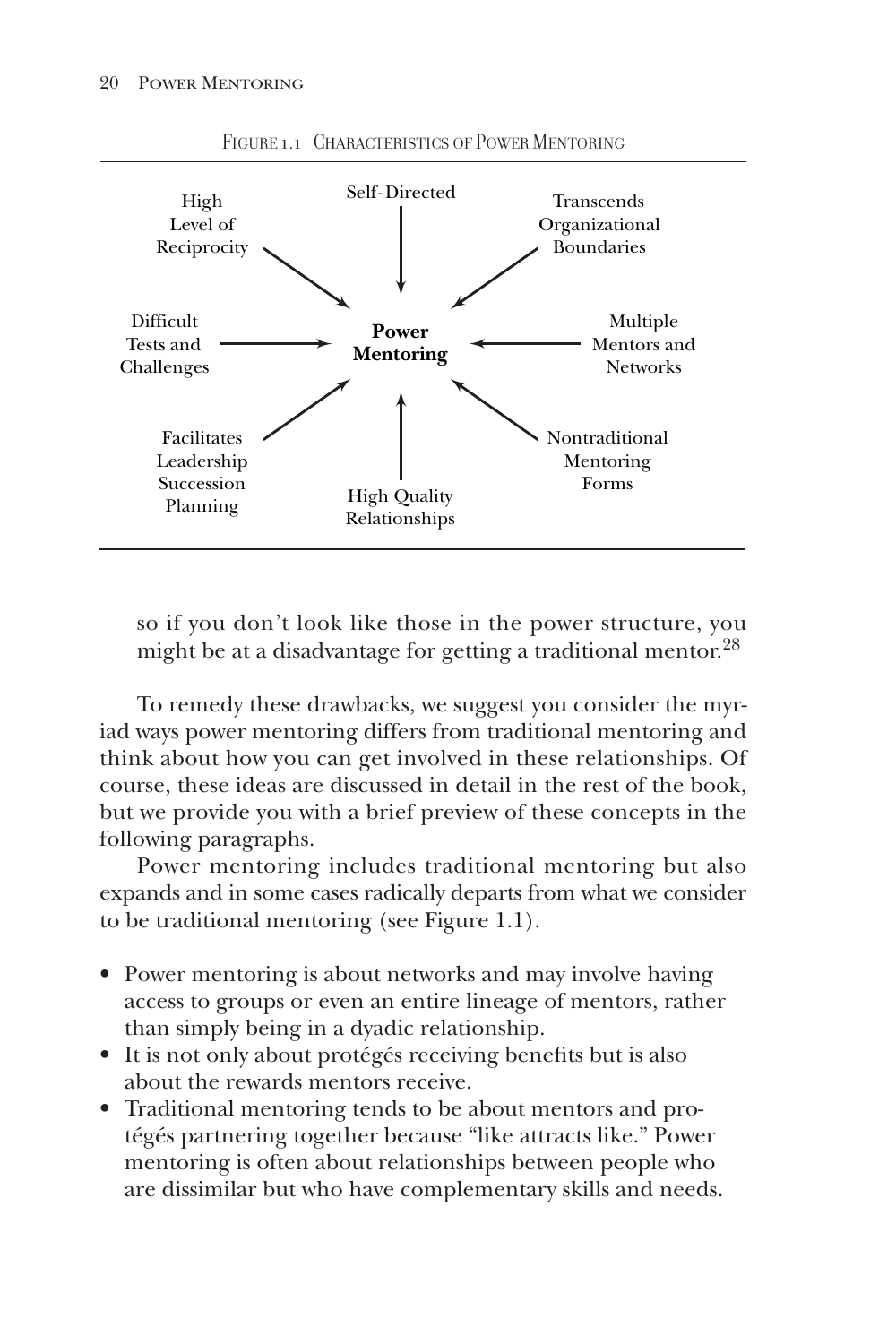FIGURE 1.1 CHARACTERISTICS OF POWER MENTORING

**Power Mentoring**

- Self-Directed
- Transcends Organizational Boundaries
- Multiple Mentors and Networks
- Nontraditional Mentoring Forms
- High Quality Relationships
- Facilitates Leadership Succession Planning
- Difficult Tests and Challenges
- High Level of Reciprocity

so if you don't look like those in the power structure, you might be at a disadvantage for getting a traditional mentor.[28]

To remedy these drawbacks, we suggest you consider the myriad ways power mentoring differs from traditional mentoring and think about how you can get involved in these relationships. Of course, these ideas are discussed in detail in the rest of the book, but we provide you with a brief preview of these concepts in the following paragraphs.

Power mentoring includes traditional mentoring but also expands and in some cases radically departs from what we consider to be traditional mentoring (see Figure 1.1).

- Power mentoring is about networks and may involve having access to groups or even an entire lineage of mentors, rather than simply being in a dyadic relationship.
- It is not only about protégés receiving benefits but is also about the rewards mentors receive.
- Traditional mentoring tends to be about mentors and protégés partnering together because "like attracts like." Power mentoring is often about relationships between people who are dissimilar but who have complementary skills and needs.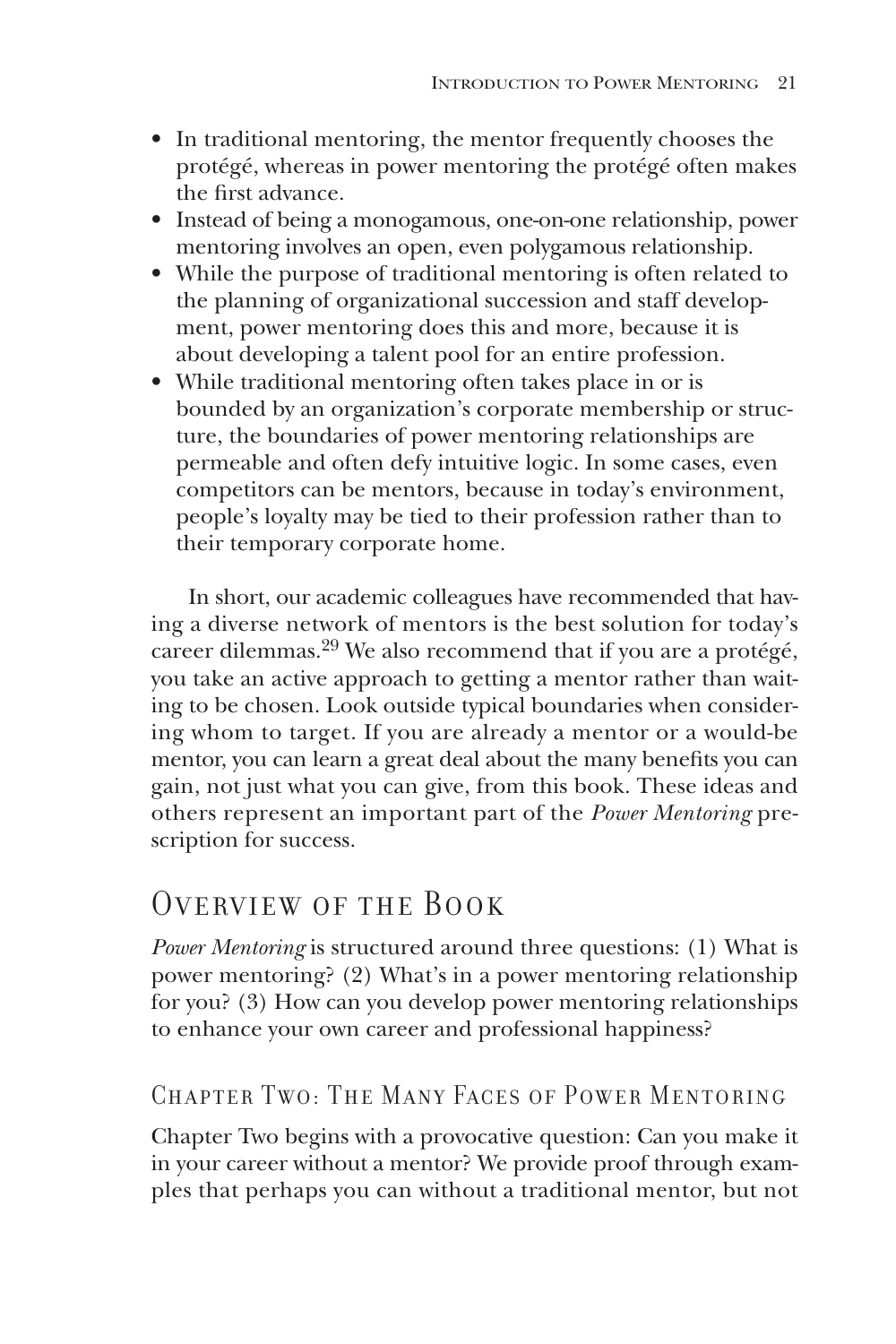- In traditional mentoring, the mentor frequently chooses the protégé, whereas in power mentoring the protégé often makes the first advance.
- Instead of being a monogamous, one-on-one relationship, power mentoring involves an open, even polygamous relationship.
- While the purpose of traditional mentoring is often related to the planning of organizational succession and staff development, power mentoring does this and more, because it is about developing a talent pool for an entire profession.
- While traditional mentoring often takes place in or is bounded by an organization's corporate membership or structure, the boundaries of power mentoring relationships are permeable and often defy intuitive logic. In some cases, even competitors can be mentors, because in today's environment, people's loyalty may be tied to their profession rather than to their temporary corporate home.

In short, our academic colleagues have recommended that having a diverse network of mentors is the best solution for today's career dilemmas.[29] We also recommend that if you are a protégé, you take an active approach to getting a mentor rather than waiting to be chosen. Look outside typical boundaries when considering whom to target. If you are already a mentor or a would-be mentor, you can learn a great deal about the many benefits you can gain, not just what you can give, from this book. These ideas and others represent an important part of the *Power Mentoring* prescription for success.

## Overview of the Book

*Power Mentoring* is structured around three questions: (1) What is power mentoring? (2) What's in a power mentoring relationship for you? (3) How can you develop power mentoring relationships to enhance your own career and professional happiness?

### Chapter Two: The Many Faces of Power Mentoring

Chapter Two begins with a provocative question: Can you make it in your career without a mentor? We provide proof through examples that perhaps you can without a traditional mentor, but not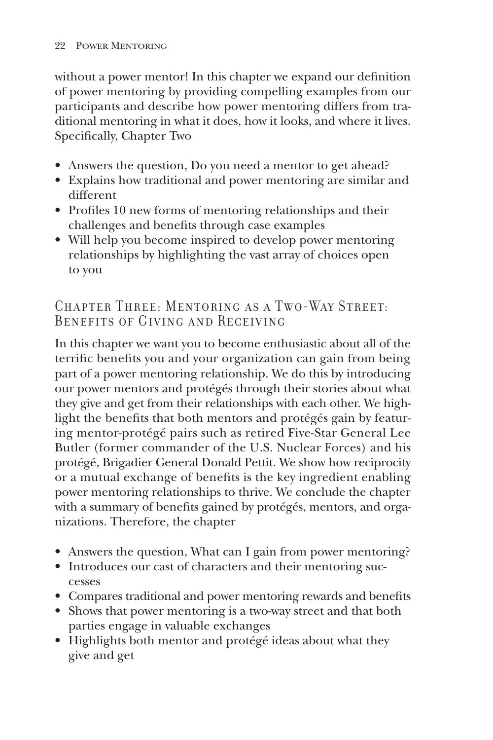without a power mentor! In this chapter we expand our definition of power mentoring by providing compelling examples from our participants and describe how power mentoring differs from traditional mentoring in what it does, how it looks, and where it lives. Specifically, Chapter Two

- Answers the question, Do you need a mentor to get ahead?
- Explains how traditional and power mentoring are similar and different
- Profiles 10 new forms of mentoring relationships and their challenges and benefits through case examples
- Will help you become inspired to develop power mentoring relationships by highlighting the vast array of choices open to you

## Chapter Three: Mentoring as a Two-Way Street: Benefits of Giving and Receiving

In this chapter we want you to become enthusiastic about all of the terrific benefits you and your organization can gain from being part of a power mentoring relationship. We do this by introducing our power mentors and protégés through their stories about what they give and get from their relationships with each other. We highlight the benefits that both mentors and protégés gain by featuring mentor-protégé pairs such as retired Five-Star General Lee Butler (former commander of the U.S. Nuclear Forces) and his protégé, Brigadier General Donald Pettit. We show how reciprocity or a mutual exchange of benefits is the key ingredient enabling power mentoring relationships to thrive. We conclude the chapter with a summary of benefits gained by protégés, mentors, and organizations. Therefore, the chapter

- Answers the question, What can I gain from power mentoring?
- Introduces our cast of characters and their mentoring successes
- Compares traditional and power mentoring rewards and benefits
- Shows that power mentoring is a two-way street and that both parties engage in valuable exchanges
- Highlights both mentor and protégé ideas about what they give and get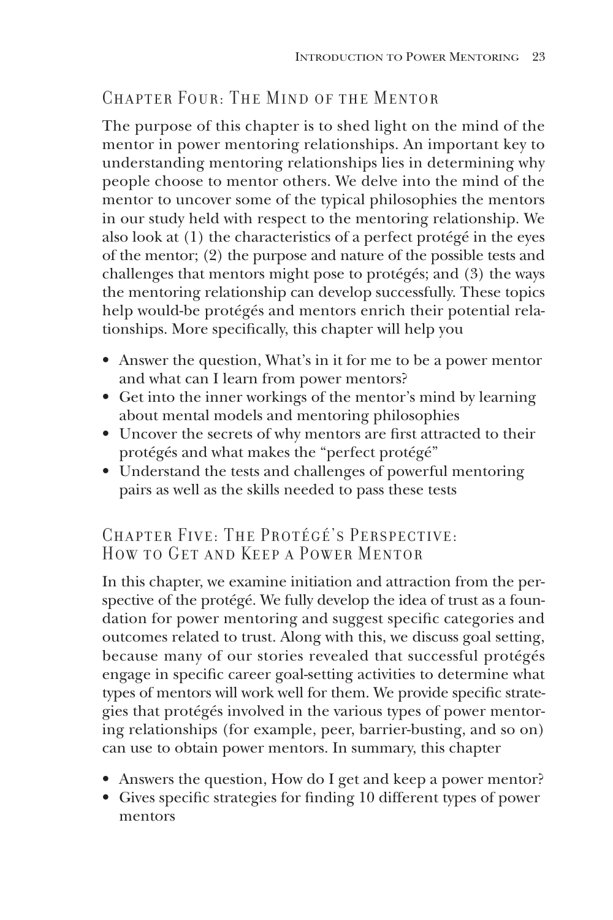## Chapter Four: The Mind of the Mentor

The purpose of this chapter is to shed light on the mind of the mentor in power mentoring relationships. An important key to understanding mentoring relationships lies in determining why people choose to mentor others. We delve into the mind of the mentor to uncover some of the typical philosophies the mentors in our study held with respect to the mentoring relationship. We also look at (1) the characteristics of a perfect protégé in the eyes of the mentor; (2) the purpose and nature of the possible tests and challenges that mentors might pose to protégés; and (3) the ways the mentoring relationship can develop successfully. These topics help would-be protégés and mentors enrich their potential relationships. More specifically, this chapter will help you

- Answer the question, What's in it for me to be a power mentor and what can I learn from power mentors?
- Get into the inner workings of the mentor's mind by learning about mental models and mentoring philosophies
- Uncover the secrets of why mentors are first attracted to their protégés and what makes the "perfect protégé"
- Understand the tests and challenges of powerful mentoring pairs as well as the skills needed to pass these tests

## Chapter Five: The Protégé's Perspective: How to Get and Keep a Power Mentor

In this chapter, we examine initiation and attraction from the perspective of the protégé. We fully develop the idea of trust as a foundation for power mentoring and suggest specific categories and outcomes related to trust. Along with this, we discuss goal setting, because many of our stories revealed that successful protégés engage in specific career goal-setting activities to determine what types of mentors will work well for them. We provide specific strategies that protégés involved in the various types of power mentoring relationships (for example, peer, barrier-busting, and so on) can use to obtain power mentors. In summary, this chapter

- Answers the question, How do I get and keep a power mentor?
- Gives specific strategies for finding 10 different types of power mentors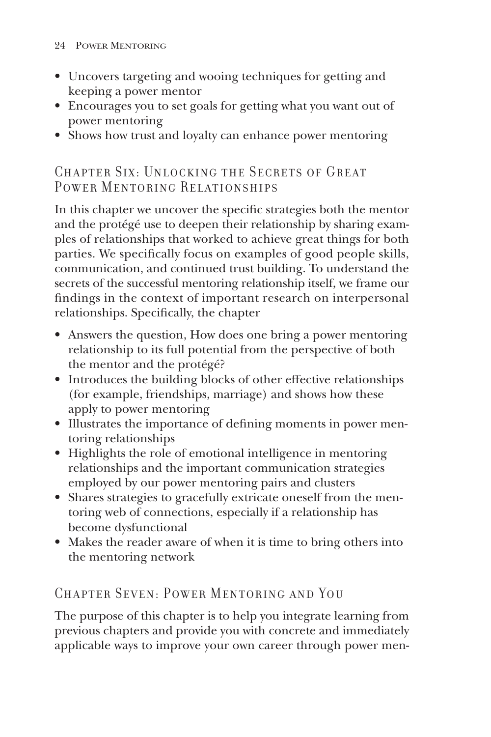- Uncovers targeting and wooing techniques for getting and keeping a power mentor
- Encourages you to set goals for getting what you want out of power mentoring
- Shows how trust and loyalty can enhance power mentoring

## Chapter Six: Unlocking the Secrets of Great Power Mentoring Relationships

In this chapter we uncover the specific strategies both the mentor and the protégé use to deepen their relationship by sharing examples of relationships that worked to achieve great things for both parties. We specifically focus on examples of good people skills, communication, and continued trust building. To understand the secrets of the successful mentoring relationship itself, we frame our findings in the context of important research on interpersonal relationships. Specifically, the chapter

- Answers the question, How does one bring a power mentoring relationship to its full potential from the perspective of both the mentor and the protégé?
- Introduces the building blocks of other effective relationships (for example, friendships, marriage) and shows how these apply to power mentoring
- Illustrates the importance of defining moments in power mentoring relationships
- Highlights the role of emotional intelligence in mentoring relationships and the important communication strategies employed by our power mentoring pairs and clusters
- Shares strategies to gracefully extricate oneself from the mentoring web of connections, especially if a relationship has become dysfunctional
- Makes the reader aware of when it is time to bring others into the mentoring network

## Chapter Seven: Power Mentoring and You

The purpose of this chapter is to help you integrate learning from previous chapters and provide you with concrete and immediately applicable ways to improve your own career through power men-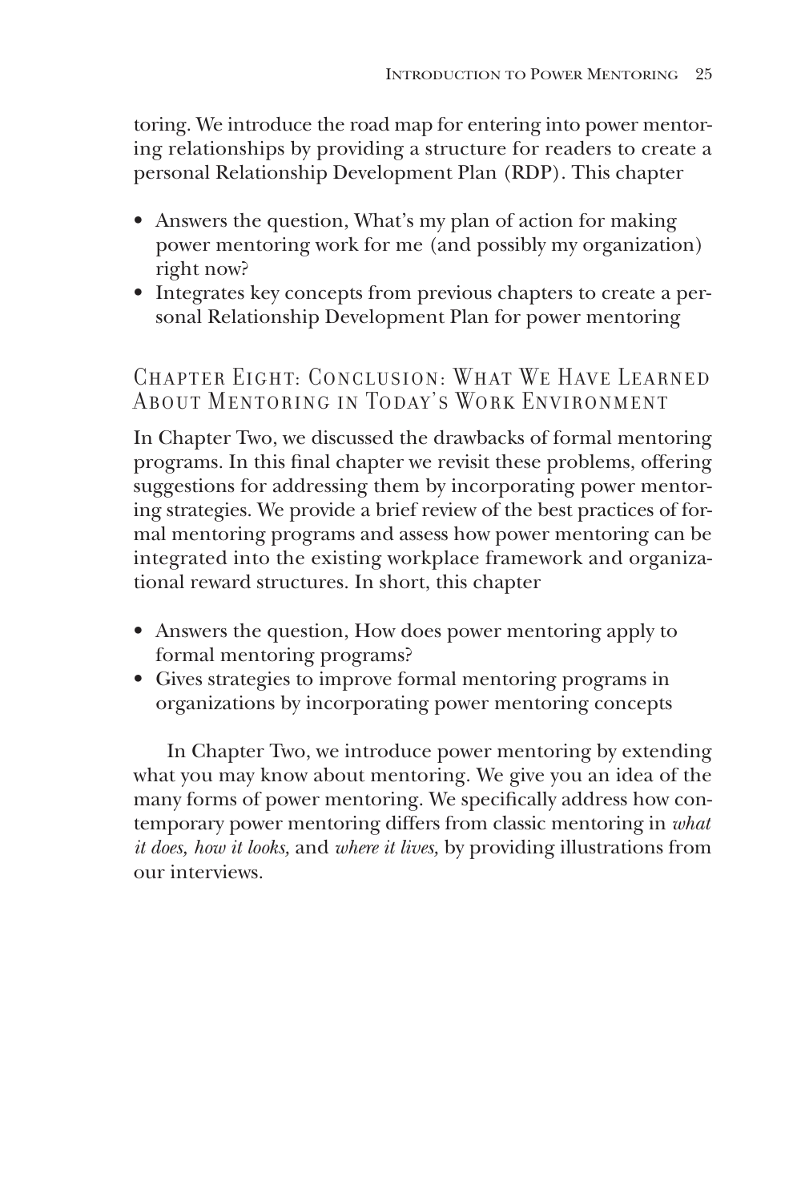toring. We introduce the road map for entering into power mentoring relationships by providing a structure for readers to create a personal Relationship Development Plan (RDP). This chapter

- Answers the question, What's my plan of action for making power mentoring work for me (and possibly my organization) right now?
- Integrates key concepts from previous chapters to create a personal Relationship Development Plan for power mentoring

## Chapter Eight: Conclusion: What We Have Learned About Mentoring in Today's Work Environment

In Chapter Two, we discussed the drawbacks of formal mentoring programs. In this final chapter we revisit these problems, offering suggestions for addressing them by incorporating power mentoring strategies. We provide a brief review of the best practices of formal mentoring programs and assess how power mentoring can be integrated into the existing workplace framework and organizational reward structures. In short, this chapter

- Answers the question, How does power mentoring apply to formal mentoring programs?
- Gives strategies to improve formal mentoring programs in organizations by incorporating power mentoring concepts

In Chapter Two, we introduce power mentoring by extending what you may know about mentoring. We give you an idea of the many forms of power mentoring. We specifically address how contemporary power mentoring differs from classic mentoring in *what it does, how it looks,* and *where it lives,* by providing illustrations from our interviews.